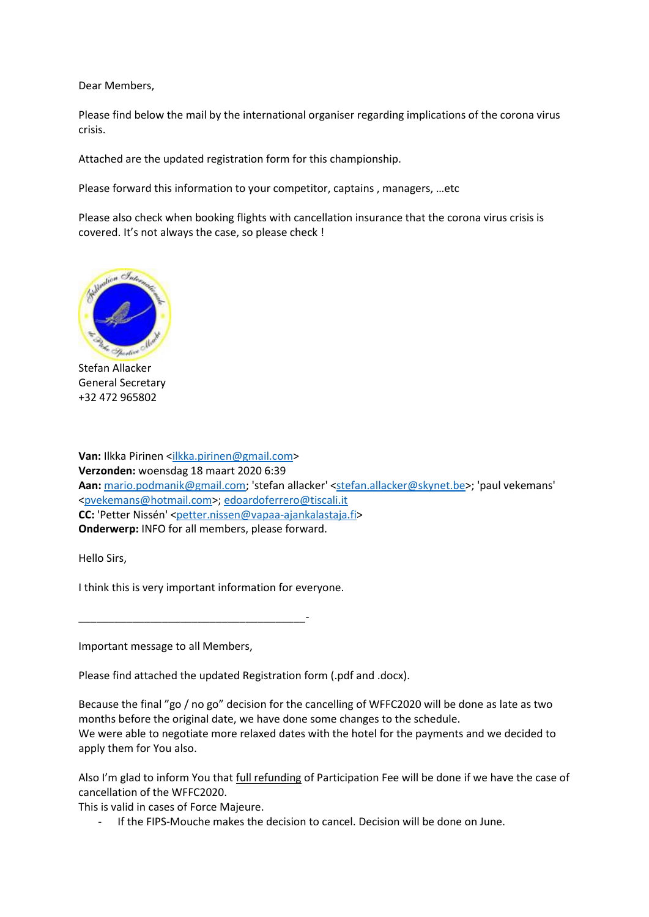Dear Members,

Please find below the mail by the international organiser regarding implications of the corona virus crisis.

Attached are the updated registration form for this championship.

Please forward this information to your competitor, captains , managers, …etc

Please also check when booking flights with cancellation insurance that the corona virus crisis is covered. It's not always the case, so please check !

Stefan Allacker
General Secretary
+32 472 965802

**Van:** Ilkka Pirinen <ilkka.pirinen@gmail.com>
**Verzonden:** woensdag 18 maart 2020 6:39
**Aan:** mario.podmanik@gmail.com; 'stefan allacker' <stefan.allacker@skynet.be>; 'paul vekemans' <pvekemans@hotmail.com>; edoardoferrero@tiscali.it
**CC:** 'Petter Nissén' <petter.nissen@vapaa-ajankalastaja.fi>
**Onderwerp:** INFO for all members, please forward.

Hello Sirs,

I think this is very important information for everyone.

______________________________________-

Important message to all Members,

Please find attached the updated Registration form (.pdf and .docx).

Because the final "go / no go" decision for the cancelling of WFFC2020 will be done as late as two months before the original date, we have done some changes to the schedule.
We were able to negotiate more relaxed dates with the hotel for the payments and we decided to apply them for You also.

Also I'm glad to inform You that full refunding of Participation Fee will be done if we have the case of cancellation of the WFFC2020.
This is valid in cases of Force Majeure.

- If the FIPS-Mouche makes the decision to cancel. Decision will be done on June.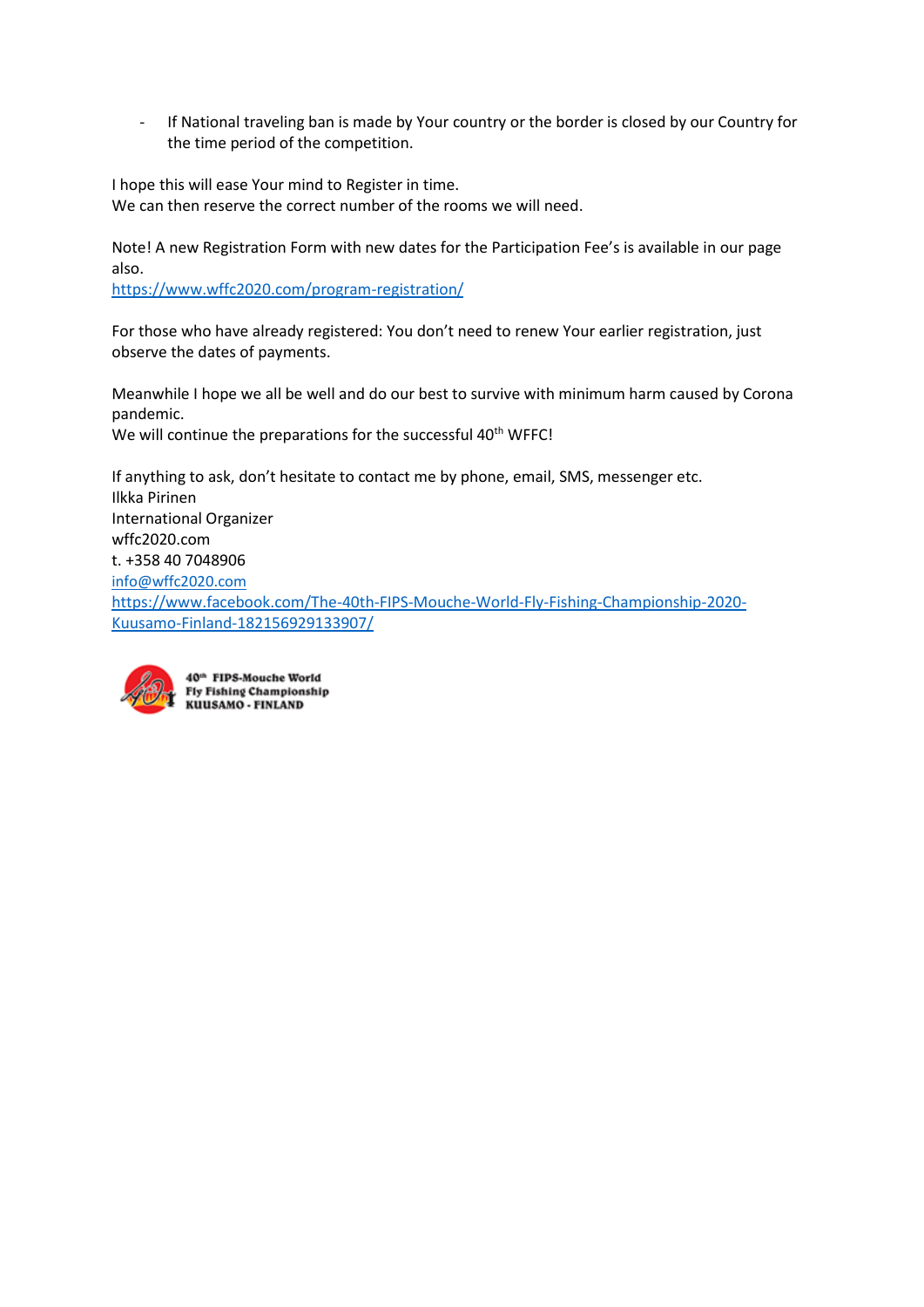- If National traveling ban is made by Your country or the border is closed by our Country for the time period of the competition.

I hope this will ease Your mind to Register in time.
We can then reserve the correct number of the rooms we will need.

Note! A new Registration Form with new dates for the Participation Fee's is available in our page also.
https://www.wffc2020.com/program-registration/

For those who have already registered: You don't need to renew Your earlier registration, just observe the dates of payments.

Meanwhile I hope we all be well and do our best to survive with minimum harm caused by Corona pandemic.
We will continue the preparations for the successful 40th WFFC!

If anything to ask, don't hesitate to contact me by phone, email, SMS, messenger etc.
Ilkka Pirinen
International Organizer
wffc2020.com
t. +358 40 7048906
info@wffc2020.com
https://www.facebook.com/The-40th-FIPS-Mouche-World-Fly-Fishing-Championship-2020-Kuusamo-Finland-182156929133907/

40th FIPS-Mouche World
Fly Fishing Championship
KUUSAMO - FINLAND